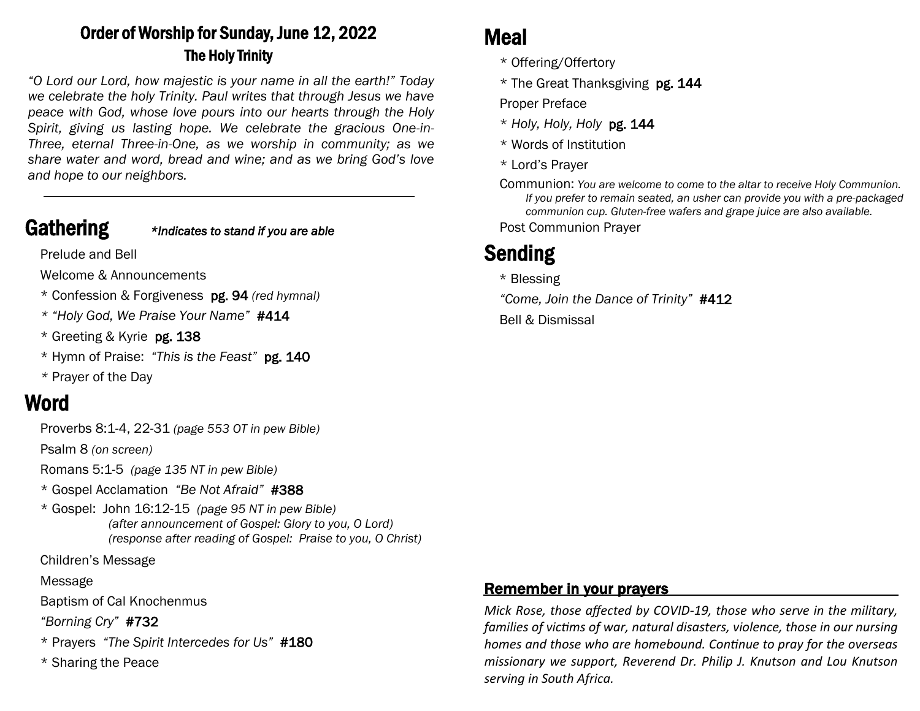# Order of Worship for Sunday, June 12, 2022

## The Holy Trinity

*"O Lord our Lord, how majestic is your name in all the earth!" Today we celebrate the holy Trinity. Paul writes that through Jesus we have peace with God, whose love pours into our hearts through the Holy Spirit, giving us lasting hope. We celebrate the gracious One-in-Three, eternal Three-in-One, as we worship in community; as we share water and word, bread and wine; and as we bring God's love and hope to our neighbors.*

---

## Gathering

*\*Indicates to stand if you are able*

Prelude and Bell

Welcome & Announcements

\* Confession & Forgiveness **pg. 94** *(red hymnal)*

\* *"Holy God, We Praise Your Name"* **#414**

\* Greeting & Kyrie **pg. 138**

\* Hymn of Praise: *"This is the Feast"* **pg. 140**

\* Prayer of the Day

## Word

Proverbs 8:1-4, 22-31 *(page 553 OT in pew Bible)*

Psalm 8 *(on screen)*

Romans 5:1-5 *(page 135 NT in pew Bible)*

\* Gospel Acclamation *"Be Not Afraid"* **#388**

\* Gospel: John 16:12-15 *(page 95 NT in pew Bible)*
*(after announcement of Gospel: Glory to you, O Lord)*
*(response after reading of Gospel: Praise to you, O Christ)*

Children's Message

Message

Baptism of Cal Knochenmus

*"Borning Cry"* **#732**

\* Prayers *"The Spirit Intercedes for Us"* **#180**

\* Sharing the Peace

## Meal

\* Offering/Offertory

\* The Great Thanksgiving **pg. 144**

Proper Preface

\* *Holy, Holy, Holy* **pg. 144**

\* Words of Institution

\* Lord's Prayer

Communion: *You are welcome to come to the altar to receive Holy Communion. If you prefer to remain seated, an usher can provide you with a pre-packaged communion cup. Gluten-free wafers and grape juice are also available.*

Post Communion Prayer

## Sending

\* Blessing

*"Come, Join the Dance of Trinity"* **#412**

Bell & Dismissal

### Remember in your prayers

*Mick Rose, those affected by COVID-19, those who serve in the military, families of victims of war, natural disasters, violence, those in our nursing homes and those who are homebound. Continue to pray for the overseas missionary we support, Reverend Dr. Philip J. Knutson and Lou Knutson serving in South Africa.*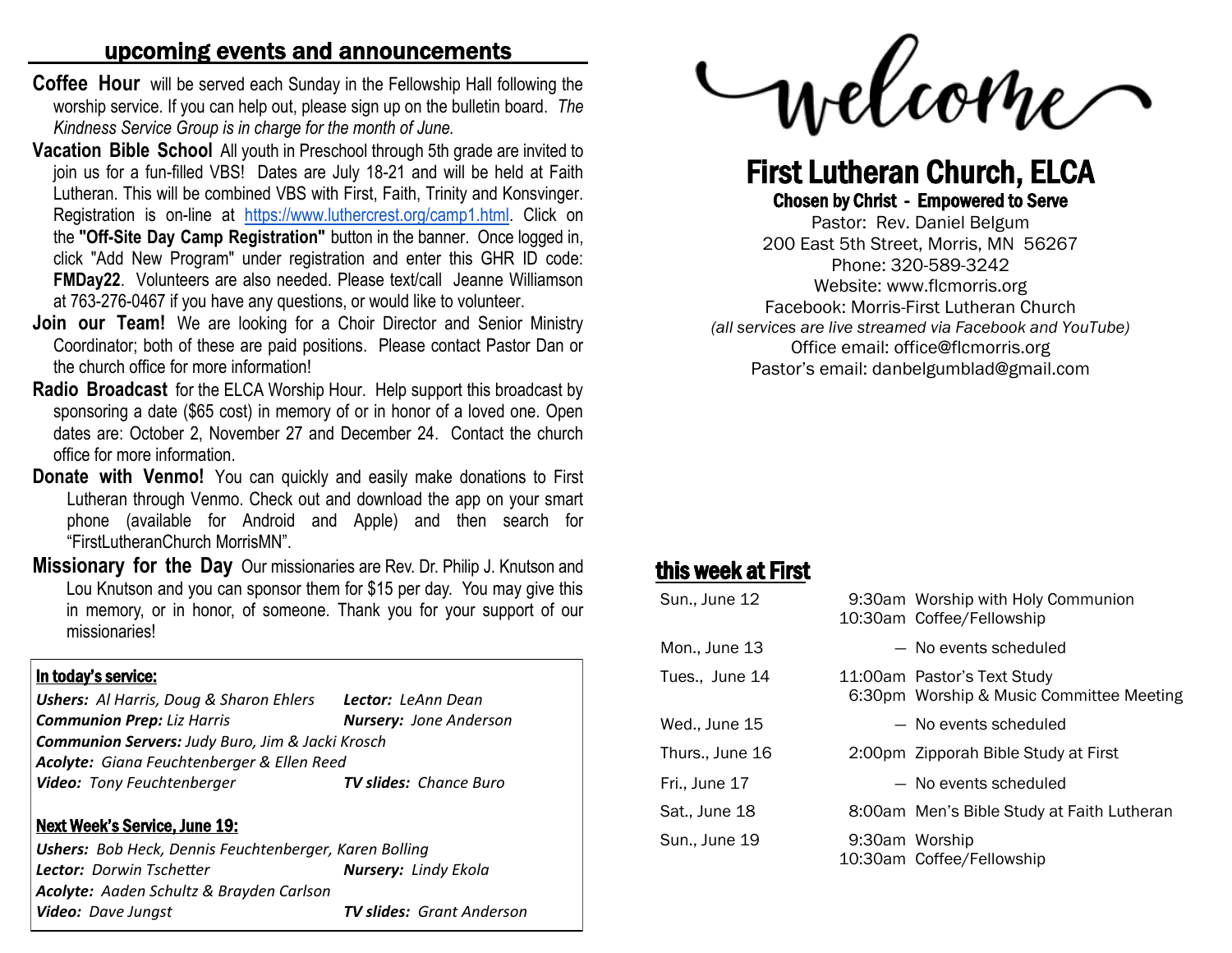## upcoming events and announcements

**Coffee Hour** will be served each Sunday in the Fellowship Hall following the worship service. If you can help out, please sign up on the bulletin board. *The Kindness Service Group is in charge for the month of June.*

**Vacation Bible School** All youth in Preschool through 5th grade are invited to join us for a fun-filled VBS! Dates are July 18-21 and will be held at Faith Lutheran. This will be combined VBS with First, Faith, Trinity and Konsvinger. Registration is on-line at https://www.luthercrest.org/camp1.html. Click on the **"Off-Site Day Camp Registration"** button in the banner. Once logged in, click "Add New Program" under registration and enter this GHR ID code: **FMDay22**. Volunteers are also needed. Please text/call Jeanne Williamson at 763-276-0467 if you have any questions, or would like to volunteer.

**Join our Team!** We are looking for a Choir Director and Senior Ministry Coordinator; both of these are paid positions. Please contact Pastor Dan or the church office for more information!

**Radio Broadcast** for the ELCA Worship Hour. Help support this broadcast by sponsoring a date ($65 cost) in memory of or in honor of a loved one. Open dates are: October 2, November 27 and December 24. Contact the church office for more information.

**Donate with Venmo!** You can quickly and easily make donations to First Lutheran through Venmo. Check out and download the app on your smart phone (available for Android and Apple) and then search for "FirstLutheranChurch MorrisMN".

**Missionary for the Day** Our missionaries are Rev. Dr. Philip J. Knutson and Lou Knutson and you can sponsor them for $15 per day. You may give this in memory, or in honor, of someone. Thank you for your support of our missionaries!

### In today's service:

***Ushers:*** *Al Harris, Doug & Sharon Ehlers* ***Lector:*** *LeAnn Dean*
***Communion Prep:*** *Liz Harris* ***Nursery:*** *Jone Anderson*
***Communion Servers:*** *Judy Buro, Jim & Jacki Krosch*
***Acolyte:*** *Giana Feuchtenberger & Ellen Reed*
***Video:*** *Tony Feuchtenberger* ***TV slides:*** *Chance Buro*

### Next Week's Service, June 19:

***Ushers:*** *Bob Heck, Dennis Feuchtenberger, Karen Bolling*
***Lector:*** *Dorwin Tschetter* ***Nursery:*** *Lindy Ekola*
***Acolyte:*** *Aaden Schultz & Brayden Carlson*
***Video:*** *Dave Jungst* ***TV slides:*** *Grant Anderson*

# welcome

# First Lutheran Church, ELCA

**Chosen by Christ - Empowered to Serve**

Pastor: Rev. Daniel Belgum
200 East 5th Street, Morris, MN 56267
Phone: 320-589-3242
Website: www.flcmorris.org
Facebook: Morris-First Lutheran Church
*(all services are live streamed via Facebook and YouTube)*
Office email: office@flcmorris.org
Pastor's email: danbelgumblad@gmail.com

## this week at First

| | | |
|---|---|---|
| Sun., June 12 | 9:30am<br>10:30am | Worship with Holy Communion<br>Coffee/Fellowship |
| Mon., June 13 | — | No events scheduled |
| Tues., June 14 | 11:00am<br>6:30pm | Pastor's Text Study<br>Worship & Music Committee Meeting |
| Wed., June 15 | — | No events scheduled |
| Thurs., June 16 | 2:00pm | Zipporah Bible Study at First |
| Fri., June 17 | — | No events scheduled |
| Sat., June 18 | 8:00am | Men's Bible Study at Faith Lutheran |
| Sun., June 19 | 9:30am<br>10:30am | Worship<br>Coffee/Fellowship |